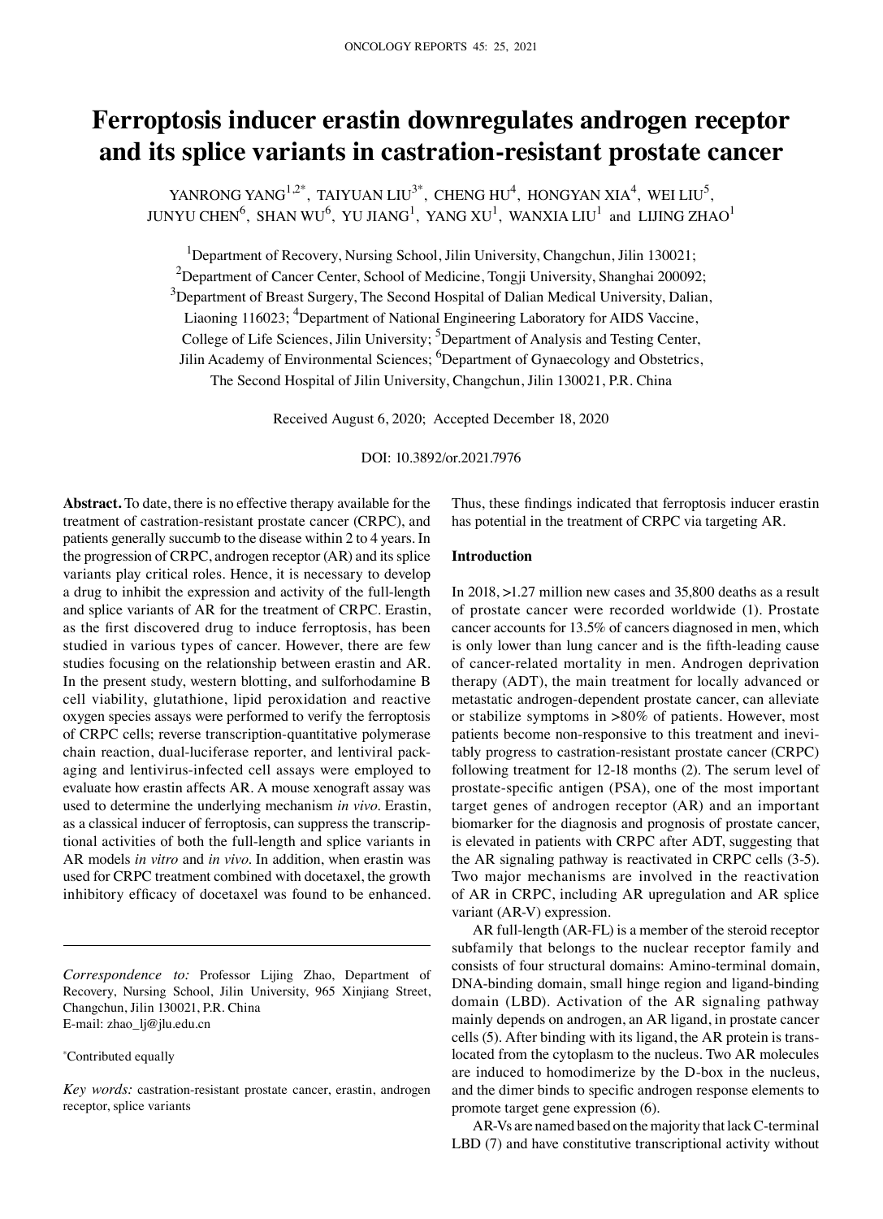# Ferroptosis inducer erastin downregulates androgen receptor and its splice variants in castration-resistant prostate cancer

YANRONG YANG[1,2*], TAIYUAN LIU[3*], CHENG HU[4], HONGYAN XIA[4], WEI LIU[5], JUNYU CHEN[6], SHAN WU[6], YU JIANG[1], YANG XU[1], WANXIA LIU[1] and LIJING ZHAO[1]

[1]Department of Recovery, Nursing School, Jilin University, Changchun, Jilin 130021; [2]Department of Cancer Center, School of Medicine, Tongji University, Shanghai 200092; [3]Department of Breast Surgery, The Second Hospital of Dalian Medical University, Dalian, Liaoning 116023; [4]Department of National Engineering Laboratory for AIDS Vaccine, College of Life Sciences, Jilin University; [5]Department of Analysis and Testing Center, Jilin Academy of Environmental Sciences; [6]Department of Gynaecology and Obstetrics, The Second Hospital of Jilin University, Changchun, Jilin 130021, P.R. China

Received August 6, 2020; Accepted December 18, 2020

DOI: 10.3892/or.2021.7976

**Abstract.** To date, there is no effective therapy available for the treatment of castration-resistant prostate cancer (CRPC), and patients generally succumb to the disease within 2 to 4 years. In the progression of CRPC, androgen receptor (AR) and its splice variants play critical roles. Hence, it is necessary to develop a drug to inhibit the expression and activity of the full-length and splice variants of AR for the treatment of CRPC. Erastin, as the first discovered drug to induce ferroptosis, has been studied in various types of cancer. However, there are few studies focusing on the relationship between erastin and AR. In the present study, western blotting, and sulforhodamine B cell viability, glutathione, lipid peroxidation and reactive oxygen species assays were performed to verify the ferroptosis of CRPC cells; reverse transcription-quantitative polymerase chain reaction, dual-luciferase reporter, and lentiviral packaging and lentivirus-infected cell assays were employed to evaluate how erastin affects AR. A mouse xenograft assay was used to determine the underlying mechanism *in vivo*. Erastin, as a classical inducer of ferroptosis, can suppress the transcriptional activities of both the full-length and splice variants in AR models *in vitro* and *in vivo*. In addition, when erastin was used for CRPC treatment combined with docetaxel, the growth inhibitory efficacy of docetaxel was found to be enhanced. Thus, these findings indicated that ferroptosis inducer erastin has potential in the treatment of CRPC via targeting AR.

*Correspondence to:* Professor Lijing Zhao, Department of Recovery, Nursing School, Jilin University, 965 Xinjiang Street, Changchun, Jilin 130021, P.R. China
E-mail: zhao_lj@jlu.edu.cn

[*]Contributed equally

*Key words:* castration-resistant prostate cancer, erastin, androgen receptor, splice variants

## Introduction

In 2018, >1.27 million new cases and 35,800 deaths as a result of prostate cancer were recorded worldwide (1). Prostate cancer accounts for 13.5% of cancers diagnosed in men, which is only lower than lung cancer and is the fifth-leading cause of cancer-related mortality in men. Androgen deprivation therapy (ADT), the main treatment for locally advanced or metastatic androgen-dependent prostate cancer, can alleviate or stabilize symptoms in >80% of patients. However, most patients become non-responsive to this treatment and inevitably progress to castration-resistant prostate cancer (CRPC) following treatment for 12-18 months (2). The serum level of prostate-specific antigen (PSA), one of the most important target genes of androgen receptor (AR) and an important biomarker for the diagnosis and prognosis of prostate cancer, is elevated in patients with CRPC after ADT, suggesting that the AR signaling pathway is reactivated in CRPC cells (3-5). Two major mechanisms are involved in the reactivation of AR in CRPC, including AR upregulation and AR splice variant (AR-V) expression.

AR full-length (AR-FL) is a member of the steroid receptor subfamily that belongs to the nuclear receptor family and consists of four structural domains: Amino-terminal domain, DNA-binding domain, small hinge region and ligand-binding domain (LBD). Activation of the AR signaling pathway mainly depends on androgen, an AR ligand, in prostate cancer cells (5). After binding with its ligand, the AR protein is translocated from the cytoplasm to the nucleus. Two AR molecules are induced to homodimerize by the D-box in the nucleus, and the dimer binds to specific androgen response elements to promote target gene expression (6).

AR-Vs are named based on the majority that lack C-terminal LBD (7) and have constitutive transcriptional activity without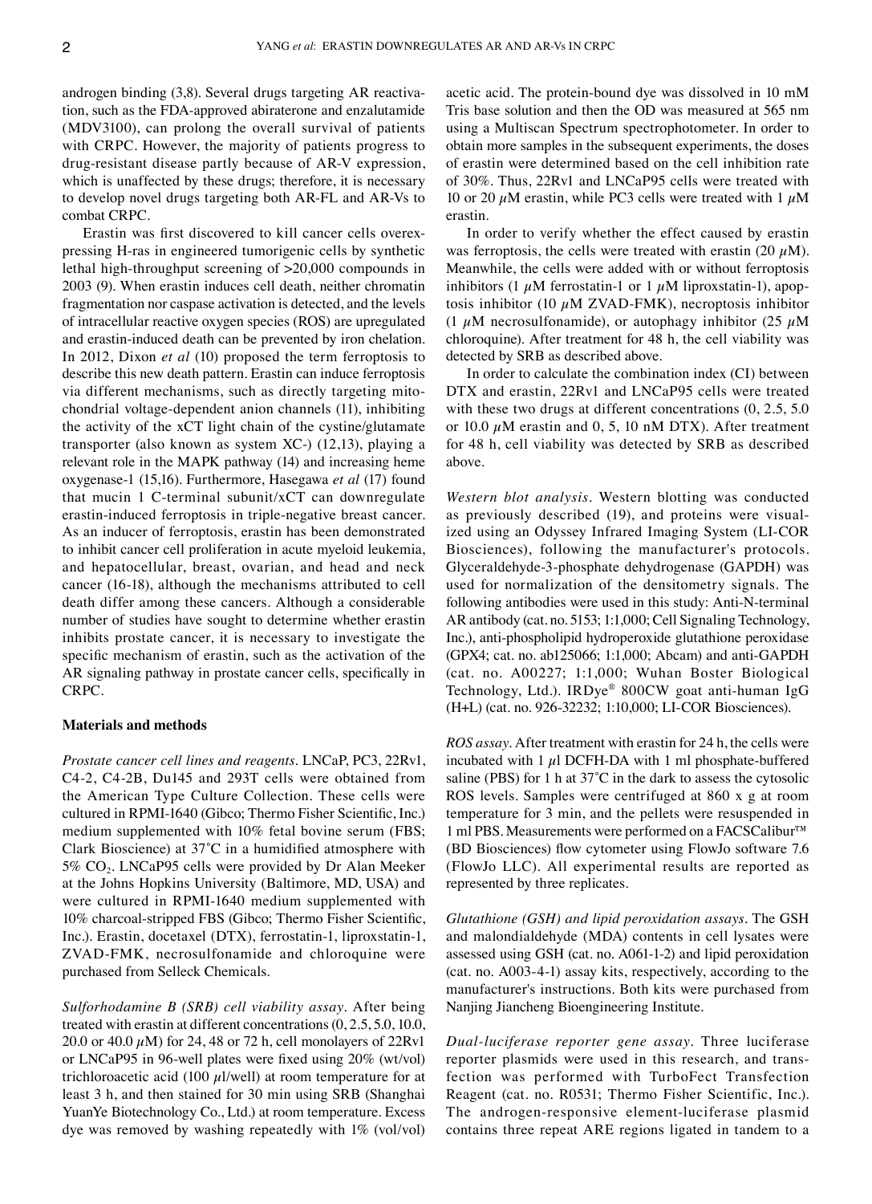androgen binding (3,8). Several drugs targeting AR reactivation, such as the FDA-approved abiraterone and enzalutamide (MDV3100), can prolong the overall survival of patients with CRPC. However, the majority of patients progress to drug-resistant disease partly because of AR-V expression, which is unaffected by these drugs; therefore, it is necessary to develop novel drugs targeting both AR-FL and AR-Vs to combat CRPC.

Erastin was first discovered to kill cancer cells overexpressing H-ras in engineered tumorigenic cells by synthetic lethal high-throughput screening of >20,000 compounds in 2003 (9). When erastin induces cell death, neither chromatin fragmentation nor caspase activation is detected, and the levels of intracellular reactive oxygen species (ROS) are upregulated and erastin-induced death can be prevented by iron chelation. In 2012, Dixon *et al* (10) proposed the term ferroptosis to describe this new death pattern. Erastin can induce ferroptosis via different mechanisms, such as directly targeting mitochondrial voltage-dependent anion channels (11), inhibiting the activity of the xCT light chain of the cystine/glutamate transporter (also known as system XC-) (12,13), playing a relevant role in the MAPK pathway (14) and increasing heme oxygenase-1 (15,16). Furthermore, Hasegawa *et al* (17) found that mucin 1 C-terminal subunit/xCT can downregulate erastin-induced ferroptosis in triple-negative breast cancer. As an inducer of ferroptosis, erastin has been demonstrated to inhibit cancer cell proliferation in acute myeloid leukemia, and hepatocellular, breast, ovarian, and head and neck cancer (16-18), although the mechanisms attributed to cell death differ among these cancers. Although a considerable number of studies have sought to determine whether erastin inhibits prostate cancer, it is necessary to investigate the specific mechanism of erastin, such as the activation of the AR signaling pathway in prostate cancer cells, specifically in CRPC.

## Materials and methods

*Prostate cancer cell lines and reagents.* LNCaP, PC3, 22Rv1, C4-2, C4-2B, Du145 and 293T cells were obtained from the American Type Culture Collection. These cells were cultured in RPMI-1640 (Gibco; Thermo Fisher Scientific, Inc.) medium supplemented with 10% fetal bovine serum (FBS; Clark Bioscience) at 37˚C in a humidified atmosphere with 5% $CO_2$. LNCaP95 cells were provided by Dr Alan Meeker at the Johns Hopkins University (Baltimore, MD, USA) and were cultured in RPMI-1640 medium supplemented with 10% charcoal-stripped FBS (Gibco; Thermo Fisher Scientific, Inc.). Erastin, docetaxel (DTX), ferrostatin-1, liproxstatin-1, ZVAD-FMK, necrosulfonamide and chloroquine were purchased from Selleck Chemicals.

*Sulforhodamine B (SRB) cell viability assay.* After being treated with erastin at different concentrations (0, 2.5, 5.0, 10.0, 20.0 or 40.0 $\mu$M) for 24, 48 or 72 h, cell monolayers of 22Rv1 or LNCaP95 in 96-well plates were fixed using 20% (wt/vol) trichloroacetic acid (100 $\mu$l/well) at room temperature for at least 3 h, and then stained for 30 min using SRB (Shanghai YuanYe Biotechnology Co., Ltd.) at room temperature. Excess dye was removed by washing repeatedly with 1% (vol/vol) acetic acid. The protein-bound dye was dissolved in 10 mM Tris base solution and then the OD was measured at 565 nm using a Multiscan Spectrum spectrophotometer. In order to obtain more samples in the subsequent experiments, the doses of erastin were determined based on the cell inhibition rate of 30%. Thus, 22Rv1 and LNCaP95 cells were treated with 10 or 20 $\mu$M erastin, while PC3 cells were treated with 1 $\mu$M erastin.

In order to verify whether the effect caused by erastin was ferroptosis, the cells were treated with erastin (20 $\mu$M). Meanwhile, the cells were added with or without ferroptosis inhibitors (1 $\mu$M ferrostatin-1 or 1 $\mu$M liproxstatin-1), apoptosis inhibitor (10 $\mu$M ZVAD-FMK), necroptosis inhibitor (1 $\mu$M necrosulfonamide), or autophagy inhibitor (25 $\mu$M chloroquine). After treatment for 48 h, the cell viability was detected by SRB as described above.

In order to calculate the combination index (CI) between DTX and erastin, 22Rv1 and LNCaP95 cells were treated with these two drugs at different concentrations (0, 2.5, 5.0 or 10.0 $\mu$M erastin and 0, 5, 10 nM DTX). After treatment for 48 h, cell viability was detected by SRB as described above.

*Western blot analysis.* Western blotting was conducted as previously described (19), and proteins were visualized using an Odyssey Infrared Imaging System (LI-COR Biosciences), following the manufacturer's protocols. Glyceraldehyde-3-phosphate dehydrogenase (GAPDH) was used for normalization of the densitometry signals. The following antibodies were used in this study: Anti-N-terminal AR antibody (cat. no. 5153; 1:1,000; Cell Signaling Technology, Inc.), anti-phospholipid hydroperoxide glutathione peroxidase (GPX4; cat. no. ab125066; 1:1,000; Abcam) and anti-GAPDH (cat. no. A00227; 1:1,000; Wuhan Boster Biological Technology, Ltd.). IRDye® 800CW goat anti-human IgG (H+L) (cat. no. 926-32232; 1:10,000; LI-COR Biosciences).

*ROS assay.* After treatment with erastin for 24 h, the cells were incubated with 1 $\mu$l DCFH-DA with 1 ml phosphate-buffered saline (PBS) for 1 h at 37˚C in the dark to assess the cytosolic ROS levels. Samples were centrifuged at 860 x g at room temperature for 3 min, and the pellets were resuspended in 1 ml PBS. Measurements were performed on a FACSCalibur™ (BD Biosciences) flow cytometer using FlowJo software 7.6 (FlowJo LLC). All experimental results are reported as represented by three replicates.

*Glutathione (GSH) and lipid peroxidation assays.* The GSH and malondialdehyde (MDA) contents in cell lysates were assessed using GSH (cat. no. A061-1-2) and lipid peroxidation (cat. no. A003-4-1) assay kits, respectively, according to the manufacturer's instructions. Both kits were purchased from Nanjing Jiancheng Bioengineering Institute.

*Dual-luciferase reporter gene assay.* Three luciferase reporter plasmids were used in this research, and transfection was performed with TurboFect Transfection Reagent (cat. no. R0531; Thermo Fisher Scientific, Inc.). The androgen-responsive element-luciferase plasmid contains three repeat ARE regions ligated in tandem to a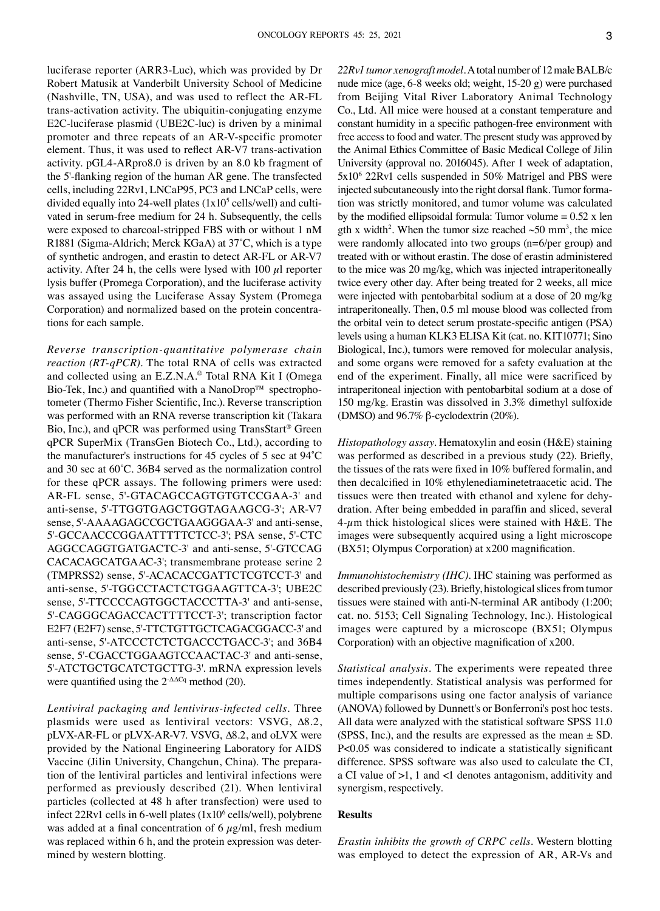luciferase reporter (ARR3-Luc), which was provided by Dr Robert Matusik at Vanderbilt University School of Medicine (Nashville, TN, USA), and was used to reflect the AR-FL trans-activation activity. The ubiquitin-conjugating enzyme E2C-luciferase plasmid (UBE2C-luc) is driven by a minimal promoter and three repeats of an AR-V-specific promoter element. Thus, it was used to reflect AR-V7 trans-activation activity. pGL4-ARpro8.0 is driven by an 8.0 kb fragment of the 5'-flanking region of the human AR gene. The transfected cells, including 22Rv1, LNCaP95, PC3 and LNCaP cells, were divided equally into 24-well plates ($1 \times 10^5$ cells/well) and cultivated in serum-free medium for 24 h. Subsequently, the cells were exposed to charcoal-stripped FBS with or without 1 nM R1881 (Sigma-Aldrich; Merck KGaA) at 37˚C, which is a type of synthetic androgen, and erastin to detect AR-FL or AR-V7 activity. After 24 h, the cells were lysed with 100 $\mu$l reporter lysis buffer (Promega Corporation), and the luciferase activity was assayed using the Luciferase Assay System (Promega Corporation) and normalized based on the protein concentrations for each sample.

*Reverse transcription-quantitative polymerase chain reaction (RT-qPCR).* The total RNA of cells was extracted and collected using an E.Z.N.A.® Total RNA Kit I (Omega Bio-Tek, Inc.) and quantified with a NanoDrop™ spectrophotometer (Thermo Fisher Scientific, Inc.). Reverse transcription was performed with an RNA reverse transcription kit (Takara Bio, Inc.), and qPCR was performed using TransStart® Green qPCR SuperMix (TransGen Biotech Co., Ltd.), according to the manufacturer's instructions for 45 cycles of 5 sec at 94˚C and 30 sec at 60˚C. 36B4 served as the normalization control for these qPCR assays. The following primers were used: AR-FL sense, 5'-GTACAGCCAGTGTGTCCGAA-3' and anti-sense, 5'-TTGGTGAGCTGGTAGAAGCG-3'; AR-V7 sense, 5'-AAAAGAGCCGCTGAAGGGAA-3' and anti-sense, 5'-GCCAACCCGGAATTTTTCTCC-3'; PSA sense, 5'-CTCAGGCCAGGTGATGACTC-3' and anti-sense, 5'-GTCCAGCACACAGCATGAAC-3'; transmembrane protease serine 2 (TMPRSS2) sense, 5'-ACACACCGATTCTCGTCCT-3' and anti-sense, 5'-TGGCCTACTCTGGAAGTTCA-3'; UBE2C sense, 5'-TTCCCCAGTGGCTACCCTTA-3' and anti-sense, 5'-CAGGGCAGACCACTTTTCCT-3'; transcription factor E2F7 (E2F7) sense, 5'-TTCTGTTGCTCAGACGGACC-3' and anti-sense, 5'-ATCCCTCTCTGACCCTGACC-3'; and 36B4 sense, 5'-CGACCTGGAAGTCCAACTAC-3' and anti-sense, 5'-ATCTGCTGCATCTGCTTG-3'. mRNA expression levels were quantified using the $2^{-\Delta\Delta Cq}$ method (20).

*Lentiviral packaging and lentivirus-infected cells.* Three plasmids were used as lentiviral vectors: VSVG, Δ8.2, pLVX-AR-FL or pLVX-AR-V7. VSVG, Δ8.2, and oLVX were provided by the National Engineering Laboratory for AIDS Vaccine (Jilin University, Changchun, China). The preparation of the lentiviral particles and lentiviral infections were performed as previously described (21). When lentiviral particles (collected at 48 h after transfection) were used to infect 22Rv1 cells in 6-well plates ($1 \times 10^6$ cells/well), polybrene was added at a final concentration of 6 $\mu$g/ml, fresh medium was replaced within 6 h, and the protein expression was determined by western blotting.

*22Rv1 tumor xenograft model.* A total number of 12 male BALB/c nude mice (age, 6-8 weeks old; weight, 15-20 g) were purchased from Beijing Vital River Laboratory Animal Technology Co., Ltd. All mice were housed at a constant temperature and constant humidity in a specific pathogen-free environment with free access to food and water. The present study was approved by the Animal Ethics Committee of Basic Medical College of Jilin University (approval no. 2016045). After 1 week of adaptation, $5 \times 10^6$ 22Rv1 cells suspended in 50% Matrigel and PBS were injected subcutaneously into the right dorsal flank. Tumor formation was strictly monitored, and tumor volume was calculated by the modified ellipsoidal formula: Tumor volume = $0.52 \times \text{length} \times \text{width}^2$. When the tumor size reached ~50 $mm^3$, the mice were randomly allocated into two groups (n=6/per group) and treated with or without erastin. The dose of erastin administered to the mice was 20 mg/kg, which was injected intraperitoneally twice every other day. After being treated for 2 weeks, all mice were injected with pentobarbital sodium at a dose of 20 mg/kg intraperitoneally. Then, 0.5 ml mouse blood was collected from the orbital vein to detect serum prostate-specific antigen (PSA) levels using a human KLK3 ELISA Kit (cat. no. KIT10771; Sino Biological, Inc.), tumors were removed for molecular analysis, and some organs were removed for a safety evaluation at the end of the experiment. Finally, all mice were sacrificed by intraperitoneal injection with pentobarbital sodium at a dose of 150 mg/kg. Erastin was dissolved in 3.3% dimethyl sulfoxide (DMSO) and 96.7% β-cyclodextrin (20%).

*Histopathology assay.* Hematoxylin and eosin (H&E) staining was performed as described in a previous study (22). Briefly, the tissues of the rats were fixed in 10% buffered formalin, and then decalcified in 10% ethylenediaminetetraacetic acid. The tissues were then treated with ethanol and xylene for dehydration. After being embedded in paraffin and sliced, several 4-$\mu$m thick histological slices were stained with H&E. The images were subsequently acquired using a light microscope (BX51; Olympus Corporation) at x200 magnification.

*Immunohistochemistry (IHC).* IHC staining was performed as described previously (23). Briefly, histological slices from tumor tissues were stained with anti-N-terminal AR antibody (1:200; cat. no. 5153; Cell Signaling Technology, Inc.). Histological images were captured by a microscope (BX51; Olympus Corporation) with an objective magnification of x200.

*Statistical analysis.* The experiments were repeated three times independently. Statistical analysis was performed for multiple comparisons using one factor analysis of variance (ANOVA) followed by Dunnett's or Bonferroni's post hoc tests. All data were analyzed with the statistical software SPSS 11.0 (SPSS, Inc.), and the results are expressed as the mean ± SD. $P<0.05$ was considered to indicate a statistically significant difference. SPSS software was also used to calculate the CI, a CI value of >1, 1 and <1 denotes antagonism, additivity and synergism, respectively.

## Results

*Erastin inhibits the growth of CRPC cells.* Western blotting was employed to detect the expression of AR, AR-Vs and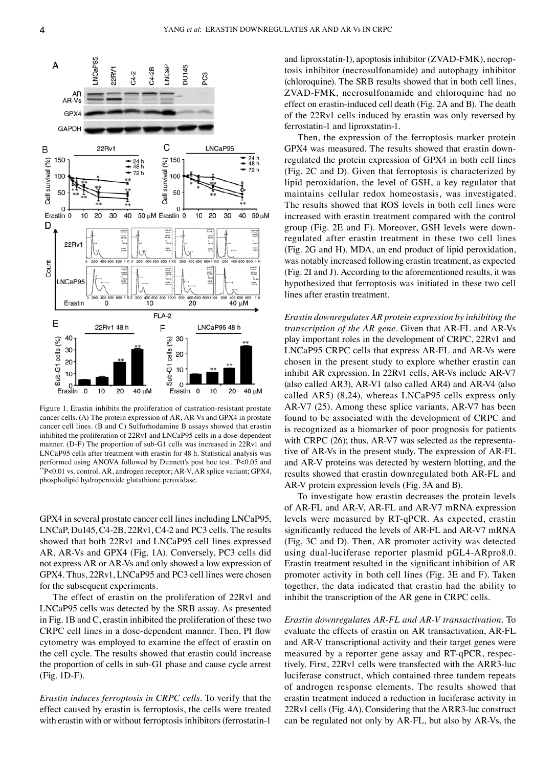Figure 1. Erastin inhibits the proliferation of castration-resistant prostate cancer cells. (A) The protein expression of AR, AR-Vs and GPX4 in prostate cancer cell lines. (B and C) Sulforhodamine B assays showed that erastin inhibited the proliferation of 22Rv1 and LNCaP95 cells in a dose-dependent manner. (D-F) The proportion of sub-G1 cells was increased in 22Rv1 and LNCaP95 cells after treatment with erastin for 48 h. Statistical analysis was performed using ANOVA followed by Dunnett's post hoc test. *P<0.05 and **P<0.01 vs. control. AR, androgen receptor; AR-V, AR splice variant; GPX4, phospholipid hydroperoxide glutathione peroxidase.

GPX4 in several prostate cancer cell lines including LNCaP95, LNCaP, Du145, C4-2B, 22Rv1, C4-2 and PC3 cells. The results showed that both 22Rv1 and LNCaP95 cell lines expressed AR, AR-Vs and GPX4 (Fig. 1A). Conversely, PC3 cells did not express AR or AR-Vs and only showed a low expression of GPX4. Thus, 22Rv1, LNCaP95 and PC3 cell lines were chosen for the subsequent experiments.

The effect of erastin on the proliferation of 22Rv1 and LNCaP95 cells was detected by the SRB assay. As presented in Fig. 1B and C, erastin inhibited the proliferation of these two CRPC cell lines in a dose-dependent manner. Then, PI flow cytometry was employed to examine the effect of erastin on the cell cycle. The results showed that erastin could increase the proportion of cells in sub-G1 phase and cause cycle arrest (Fig. 1D-F).

*Erastin induces ferroptosis in CRPC cells.* To verify that the effect caused by erastin is ferroptosis, the cells were treated with erastin with or without ferroptosis inhibitors (ferrostatin-1 and liproxstatin-1), apoptosis inhibitor (ZVAD-FMK), necroptosis inhibitor (necrosulfonamide) and autophagy inhibitor (chloroquine). The SRB results showed that in both cell lines, ZVAD-FMK, necrosulfonamide and chloroquine had no effect on erastin-induced cell death (Fig. 2A and B). The death of the 22Rv1 cells induced by erastin was only reversed by ferrostatin-1 and liproxstatin-1.

Then, the expression of the ferroptosis marker protein GPX4 was measured. The results showed that erastin downregulated the protein expression of GPX4 in both cell lines (Fig. 2C and D). Given that ferroptosis is characterized by lipid peroxidation, the level of GSH, a key regulator that maintains cellular redox homeostasis, was investigated. The results showed that ROS levels in both cell lines were increased with erastin treatment compared with the control group (Fig. 2E and F). Moreover, GSH levels were downregulated after erastin treatment in these two cell lines (Fig. 2G and H). MDA, an end product of lipid peroxidation, was notably increased following erastin treatment, as expected (Fig. 2I and J). According to the aforementioned results, it was hypothesized that ferroptosis was initiated in these two cell lines after erastin treatment.

*Erastin downregulates AR protein expression by inhibiting the transcription of the AR gene.* Given that AR-FL and AR-Vs play important roles in the development of CRPC, 22Rv1 and LNCaP95 CRPC cells that express AR-FL and AR-Vs were chosen in the present study to explore whether erastin can inhibit AR expression. In 22Rv1 cells, AR-Vs include AR-V7 (also called AR3), AR-V1 (also called AR4) and AR-V4 (also called AR5) (8,24), whereas LNCaP95 cells express only AR-V7 (25). Among these splice variants, AR-V7 has been found to be associated with the development of CRPC and is recognized as a biomarker of poor prognosis for patients with CRPC (26); thus, AR-V7 was selected as the representative of AR-Vs in the present study. The expression of AR-FL and AR-V proteins was detected by western blotting, and the results showed that erastin downregulated both AR-FL and AR-V protein expression levels (Fig. 3A and B).

To investigate how erastin decreases the protein levels of AR-FL and AR-V, AR-FL and AR-V7 mRNA expression levels were measured by RT-qPCR. As expected, erastin significantly reduced the levels of AR-FL and AR-V7 mRNA (Fig. 3C and D). Then, AR promoter activity was detected using dual-luciferase reporter plasmid pGL4-ARpro8.0. Erastin treatment resulted in the significant inhibition of AR promoter activity in both cell lines (Fig. 3E and F). Taken together, the data indicated that erastin had the ability to inhibit the transcription of the AR gene in CRPC cells.

*Erastin downregulates AR-FL and AR-V transactivation.* To evaluate the effects of erastin on AR transactivation, AR-FL and AR-V transcriptional activity and their target genes were measured by a reporter gene assay and RT-qPCR, respectively. First, 22Rv1 cells were transfected with the ARR3-luc luciferase construct, which contained three tandem repeats of androgen response elements. The results showed that erastin treatment induced a reduction in luciferase activity in 22Rv1 cells (Fig. 4A). Considering that the ARR3-luc construct can be regulated not only by AR-FL, but also by AR-Vs, the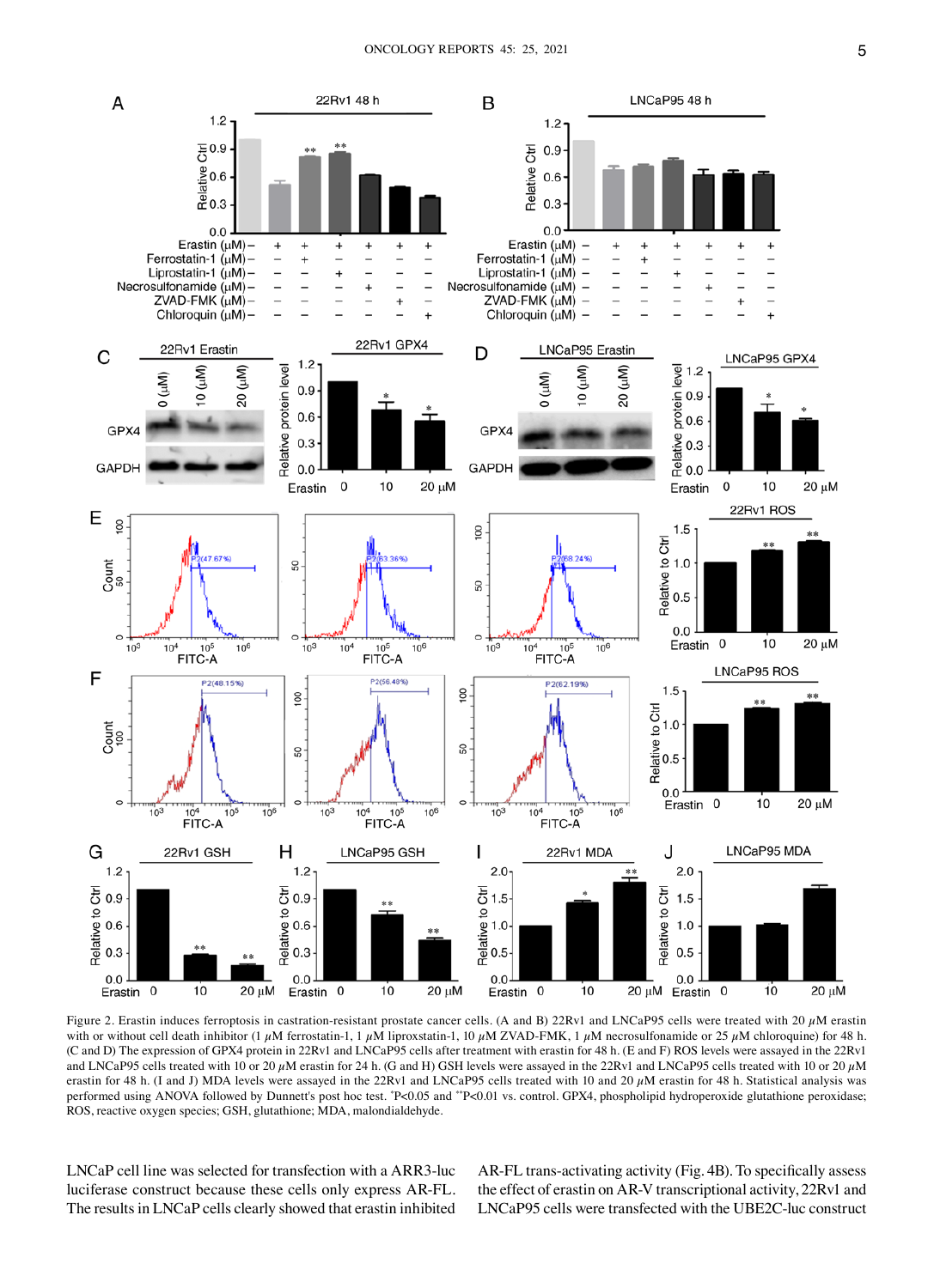Figure 2. Erastin induces ferroptosis in castration-resistant prostate cancer cells. (A and B) 22Rv1 and LNCaP95 cells were treated with 20 $\mu$M erastin with or without cell death inhibitor (1 $\mu$M ferrostatin-1, 1 $\mu$M liproxstatin-1, 10 $\mu$M ZVAD-FMK, 1 $\mu$M necrosulfonamide or 25 $\mu$M chloroquine) for 48 h. (C and D) The expression of GPX4 protein in 22Rv1 and LNCaP95 cells after treatment with erastin for 48 h. (E and F) ROS levels were assayed in the 22Rv1 and LNCaP95 cells treated with 10 or 20 $\mu$M erastin for 24 h. (G and H) GSH levels were assayed in the 22Rv1 and LNCaP95 cells treated with 10 or 20 $\mu$M erastin for 48 h. (I and J) MDA levels were assayed in the 22Rv1 and LNCaP95 cells treated with 10 and 20 $\mu$M erastin for 48 h. Statistical analysis was performed using ANOVA followed by Dunnett's post hoc test. *P<0.05 and **P<0.01 vs. control. GPX4, phospholipid hydroperoxide glutathione peroxidase; ROS, reactive oxygen species; GSH, glutathione; MDA, malondialdehyde.

LNCaP cell line was selected for transfection with a ARR3-luc luciferase construct because these cells only express AR-FL. The results in LNCaP cells clearly showed that erastin inhibited AR-FL trans-activating activity (Fig. 4B). To specifically assess the effect of erastin on AR-V transcriptional activity, 22Rv1 and LNCaP95 cells were transfected with the UBE2C-luc construct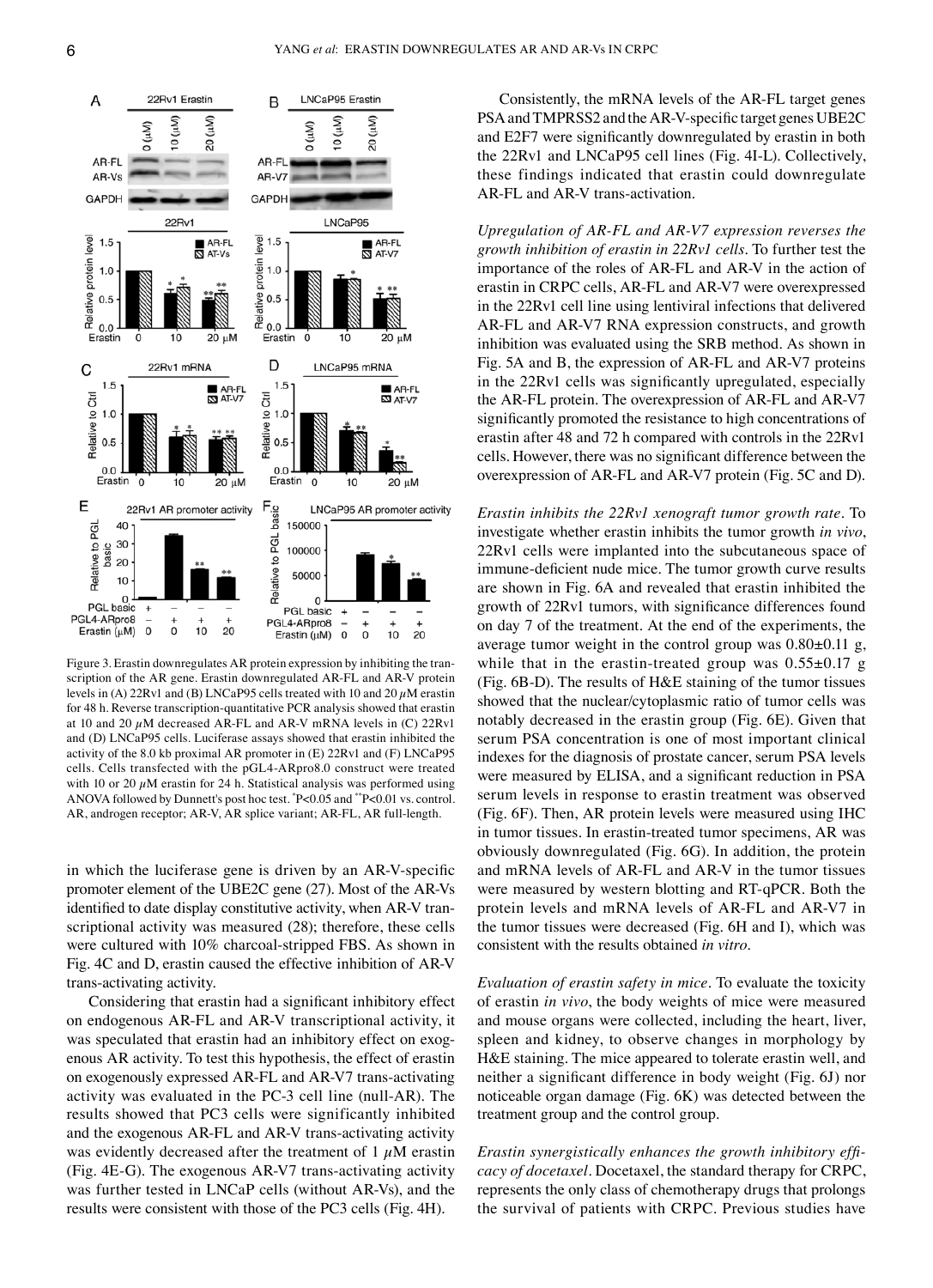Figure 3. Erastin downregulates AR protein expression by inhibiting the transcription of the AR gene. Erastin downregulated AR-FL and AR-V protein levels in (A) 22Rv1 and (B) LNCaP95 cells treated with 10 and 20 $\mu$M erastin for 48 h. Reverse transcription-quantitative PCR analysis showed that erastin at 10 and 20 $\mu$M decreased AR-FL and AR-V mRNA levels in (C) 22Rv1 and (D) LNCaP95 cells. Luciferase assays showed that erastin inhibited the activity of the 8.0 kb proximal AR promoter in (E) 22Rv1 and (F) LNCaP95 cells. Cells transfected with the pGL4-ARpro8.0 construct were treated with 10 or 20 $\mu$M erastin for 24 h. Statistical analysis was performed using ANOVA followed by Dunnett's post hoc test. *P<0.05 and **P<0.01 vs. control. AR, androgen receptor; AR-V, AR splice variant; AR-FL, AR full-length.

in which the luciferase gene is driven by an AR-V-specific promoter element of the UBE2C gene (27). Most of the AR-Vs identified to date display constitutive activity, when AR-V transcriptional activity was measured (28); therefore, these cells were cultured with 10% charcoal-stripped FBS. As shown in Fig. 4C and D, erastin caused the effective inhibition of AR-V trans-activating activity.

Considering that erastin had a significant inhibitory effect on endogenous AR-FL and AR-V transcriptional activity, it was speculated that erastin had an inhibitory effect on exogenous AR activity. To test this hypothesis, the effect of erastin on exogenously expressed AR-FL and AR-V7 trans-activating activity was evaluated in the PC-3 cell line (null-AR). The results showed that PC3 cells were significantly inhibited and the exogenous AR-FL and AR-V trans-activating activity was evidently decreased after the treatment of 1 $\mu$M erastin (Fig. 4E-G). The exogenous AR-V7 trans-activating activity was further tested in LNCaP cells (without AR-Vs), and the results were consistent with those of the PC3 cells (Fig. 4H).

Consistently, the mRNA levels of the AR-FL target genes PSA and TMPRSS2 and the AR-V-specific target genes UBE2C and E2F7 were significantly downregulated by erastin in both the 22Rv1 and LNCaP95 cell lines (Fig. 4I-L). Collectively, these findings indicated that erastin could downregulate AR-FL and AR-V trans-activation.

*Upregulation of AR-FL and AR-V7 expression reverses the growth inhibition of erastin in 22Rv1 cells.* To further test the importance of the roles of AR-FL and AR-V in the action of erastin in CRPC cells, AR-FL and AR-V7 were overexpressed in the 22Rv1 cell line using lentiviral infections that delivered AR-FL and AR-V7 RNA expression constructs, and growth inhibition was evaluated using the SRB method. As shown in Fig. 5A and B, the expression of AR-FL and AR-V7 proteins in the 22Rv1 cells was significantly upregulated, especially the AR-FL protein. The overexpression of AR-FL and AR-V7 significantly promoted the resistance to high concentrations of erastin after 48 and 72 h compared with controls in the 22Rv1 cells. However, there was no significant difference between the overexpression of AR-FL and AR-V7 protein (Fig. 5C and D).

*Erastin inhibits the 22Rv1 xenograft tumor growth rate.* To investigate whether erastin inhibits the tumor growth *in vivo*, 22Rv1 cells were implanted into the subcutaneous space of immune-deficient nude mice. The tumor growth curve results are shown in Fig. 6A and revealed that erastin inhibited the growth of 22Rv1 tumors, with significance differences found on day 7 of the treatment. At the end of the experiments, the average tumor weight in the control group was 0.80±0.11 g, while that in the erastin-treated group was 0.55±0.17 g (Fig. 6B-D). The results of H&E staining of the tumor tissues showed that the nuclear/cytoplasmic ratio of tumor cells was notably decreased in the erastin group (Fig. 6E). Given that serum PSA concentration is one of most important clinical indexes for the diagnosis of prostate cancer, serum PSA levels were measured by ELISA, and a significant reduction in PSA serum levels in response to erastin treatment was observed (Fig. 6F). Then, AR protein levels were measured using IHC in tumor tissues. In erastin-treated tumor specimens, AR was obviously downregulated (Fig. 6G). In addition, the protein and mRNA levels of AR-FL and AR-V in the tumor tissues were measured by western blotting and RT-qPCR. Both the protein levels and mRNA levels of AR-FL and AR-V7 in the tumor tissues were decreased (Fig. 6H and I), which was consistent with the results obtained *in vitro*.

*Evaluation of erastin safety in mice.* To evaluate the toxicity of erastin *in vivo*, the body weights of mice were measured and mouse organs were collected, including the heart, liver, spleen and kidney, to observe changes in morphology by H&E staining. The mice appeared to tolerate erastin well, and neither a significant difference in body weight (Fig. 6J) nor noticeable organ damage (Fig. 6K) was detected between the treatment group and the control group.

*Erastin synergistically enhances the growth inhibitory efficacy of docetaxel.* Docetaxel, the standard therapy for CRPC, represents the only class of chemotherapy drugs that prolongs the survival of patients with CRPC. Previous studies have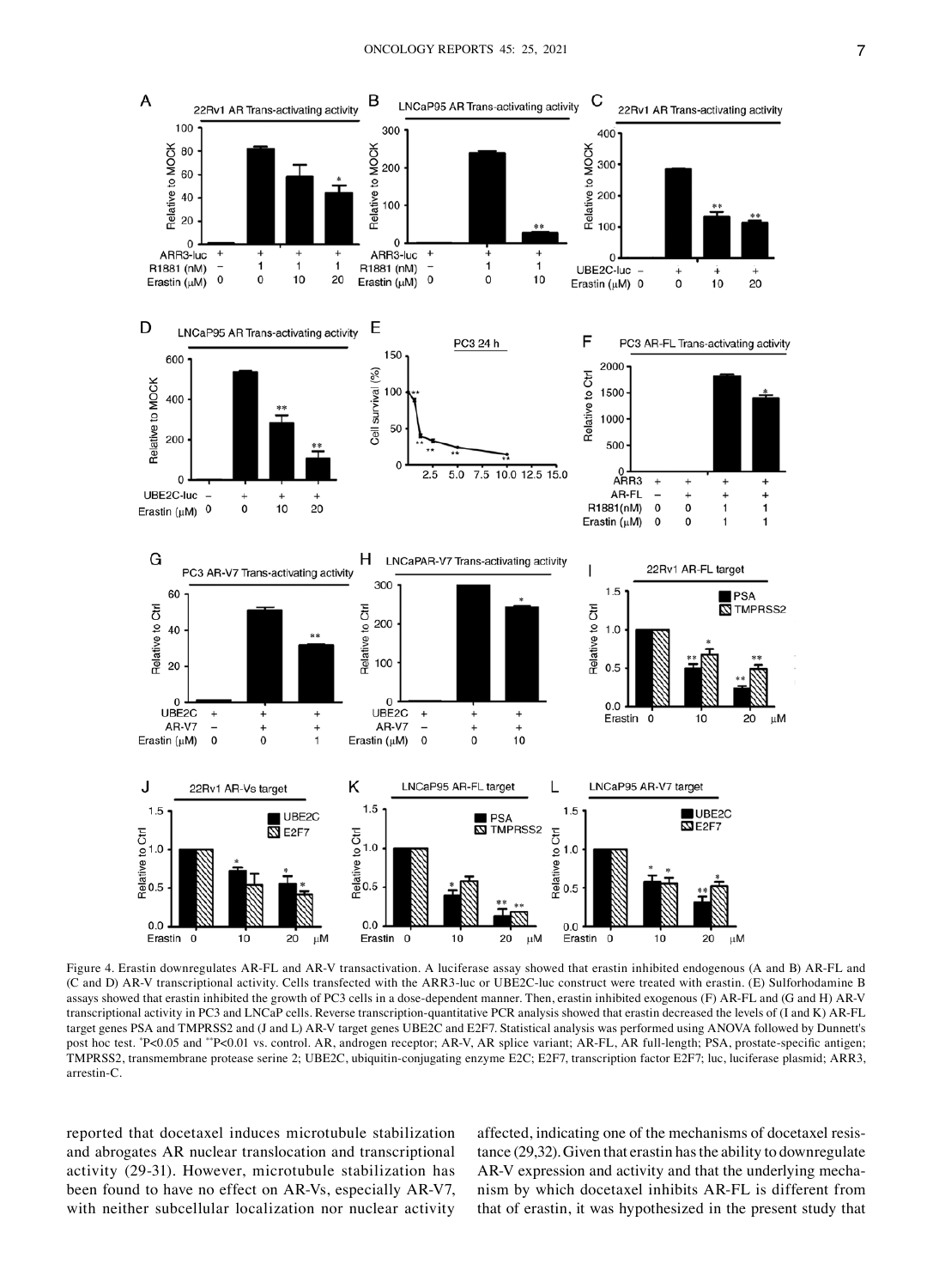Figure 4. Erastin downregulates AR-FL and AR-V transactivation. A luciferase assay showed that erastin inhibited endogenous (A and B) AR-FL and (C and D) AR-V transcriptional activity. Cells transfected with the ARR3-luc or UBE2C-luc construct were treated with erastin. (E) Sulforhodamine B assays showed that erastin inhibited the growth of PC3 cells in a dose-dependent manner. Then, erastin inhibited exogenous (F) AR-FL and (G and H) AR-V transcriptional activity in PC3 and LNCaP cells. Reverse transcription-quantitative PCR analysis showed that erastin decreased the levels of (I and K) AR-FL target genes PSA and TMPRSS2 and (J and L) AR-V target genes UBE2C and E2F7. Statistical analysis was performed using ANOVA followed by Dunnett's post hoc test. *P<0.05 and **P<0.01 vs. control. AR, androgen receptor; AR-V, AR splice variant; AR-FL, AR full-length; PSA, prostate-specific antigen; TMPRSS2, transmembrane protease serine 2; UBE2C, ubiquitin-conjugating enzyme E2C; E2F7, transcription factor E2F7; luc, luciferase plasmid; ARR3, arrestin-C.

reported that docetaxel induces microtubule stabilization and abrogates AR nuclear translocation and transcriptional activity (29-31). However, microtubule stabilization has been found to have no effect on AR-Vs, especially AR-V7, with neither subcellular localization nor nuclear activity affected, indicating one of the mechanisms of docetaxel resistance (29,32). Given that erastin has the ability to downregulate AR-V expression and activity and that the underlying mechanism by which docetaxel inhibits AR-FL is different from that of erastin, it was hypothesized in the present study that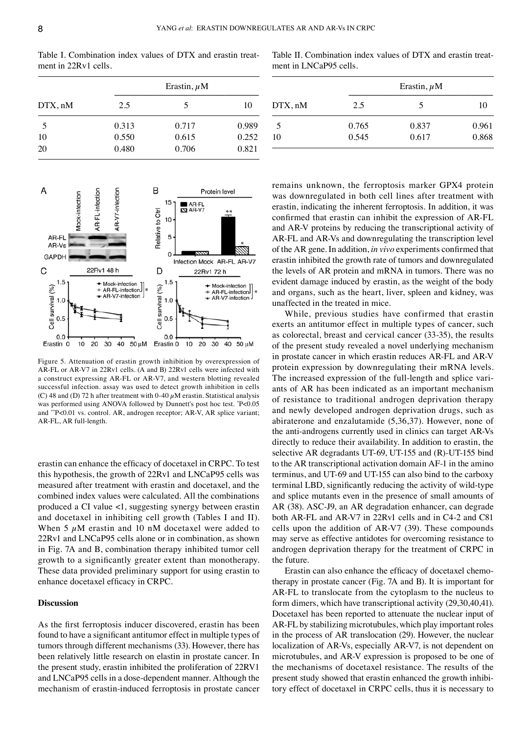Table I. Combination index values of DTX and erastin treatment in 22Rv1 cells.

| DTX, nM | Erastin, $\mu$M | | |
|---|---|---|---|
| | 2.5 | 5 | 10 |
| 5 | 0.313 | 0.717 | 0.989 |
| 10 | 0.550 | 0.615 | 0.252 |
| 20 | 0.480 | 0.706 | 0.821 |

Table II. Combination index values of DTX and erastin treatment in LNCaP95 cells.

| DTX, nM | Erastin, $\mu$M | | |
|---|---|---|---|
| | 2.5 | 5 | 10 |
| 5 | 0.765 | 0.837 | 0.961 |
| 10 | 0.545 | 0.617 | 0.868 |

Figure 5. Attenuation of erastin growth inhibition by overexpression of AR-FL or AR-V7 in 22Rv1 cells. (A and B) 22Rv1 cells were infected with a construct expressing AR-FL or AR-V7, and western blotting revealed successful infection. assay was used to detect growth inhibition in cells (C) 48 and (D) 72 h after treatment with 0-40 $\mu$M erastin. Statistical analysis was performed using ANOVA followed by Dunnett's post hoc test. *P<0.05 and **P<0.01 vs. control. AR, androgen receptor; AR-V, AR splice variant; AR-FL, AR full-length.

erastin can enhance the efficacy of docetaxel in CRPC. To test this hypothesis, the growth of 22Rv1 and LNCaP95 cells was measured after treatment with erastin and docetaxel, and the combined index values were calculated. All the combinations produced a CI value <1, suggesting synergy between erastin and docetaxel in inhibiting cell growth (Tables I and II). When 5 $\mu$M erastin and 10 nM docetaxel were added to 22Rv1 and LNCaP95 cells alone or in combination, as shown in Fig. 7A and B, combination therapy inhibited tumor cell growth to a significantly greater extent than monotherapy. These data provided preliminary support for using erastin to enhance docetaxel efficacy in CRPC.

## Discussion

As the first ferroptosis inducer discovered, erastin has been found to have a significant antitumor effect in multiple types of tumors through different mechanisms (33). However, there has been relatively little research on elastin in prostate cancer. In the present study, erastin inhibited the proliferation of 22RV1 and LNCaP95 cells in a dose-dependent manner. Although the mechanism of erastin-induced ferroptosis in prostate cancer remains unknown, the ferroptosis marker GPX4 protein was downregulated in both cell lines after treatment with erastin, indicating the inherent ferroptosis. In addition, it was confirmed that erastin can inhibit the expression of AR-FL and AR-V proteins by reducing the transcriptional activity of AR-FL and AR-Vs and downregulating the transcription level of the AR gene. In addition, *in vivo* experiments confirmed that erastin inhibited the growth rate of tumors and downregulated the levels of AR protein and mRNA in tumors. There was no evident damage induced by erastin, as the weight of the body and organs, such as the heart, liver, spleen and kidney, was unaffected in the treated in mice.

While, previous studies have confirmed that erastin exerts an antitumor effect in multiple types of cancer, such as colorectal, breast and cervical cancer (33-35), the results of the present study revealed a novel underlying mechanism in prostate cancer in which erastin reduces AR-FL and AR-V protein expression by downregulating their mRNA levels. The increased expression of the full-length and splice variants of AR has been indicated as an important mechanism of resistance to traditional androgen deprivation therapy and newly developed androgen deprivation drugs, such as abiraterone and enzalutamide (5,36,37). However, none of the anti-androgens currently used in clinics can target AR-Vs directly to reduce their availability. In addition to erastin, the selective AR degradants UT-69, UT-155 and (R)-UT-155 bind to the AR transcriptional activation domain AF-1 in the amino terminus, and UT-69 and UT-155 can also bind to the carboxy terminal LBD, significantly reducing the activity of wild-type and splice mutants even in the presence of small amounts of AR (38). ASC-J9, an AR degradation enhancer, can degrade both AR-FL and AR-V7 in 22Rv1 cells and in C4-2 and C81 cells upon the addition of AR-V7 (39). These compounds may serve as effective antidotes for overcoming resistance to androgen deprivation therapy for the treatment of CRPC in the future.

Erastin can also enhance the efficacy of docetaxel chemotherapy in prostate cancer (Fig. 7A and B). It is important for AR-FL to translocate from the cytoplasm to the nucleus to form dimers, which have transcriptional activity (29,30,40,41). Docetaxel has been reported to attenuate the nuclear input of AR-FL by stabilizing microtubules, which play important roles in the process of AR translocation (29). However, the nuclear localization of AR-Vs, especially AR-V7, is not dependent on microtubules, and AR-V expression is proposed to be one of the mechanisms of docetaxel resistance. The results of the present study showed that erastin enhanced the growth inhibitory effect of docetaxel in CRPC cells, thus it is necessary to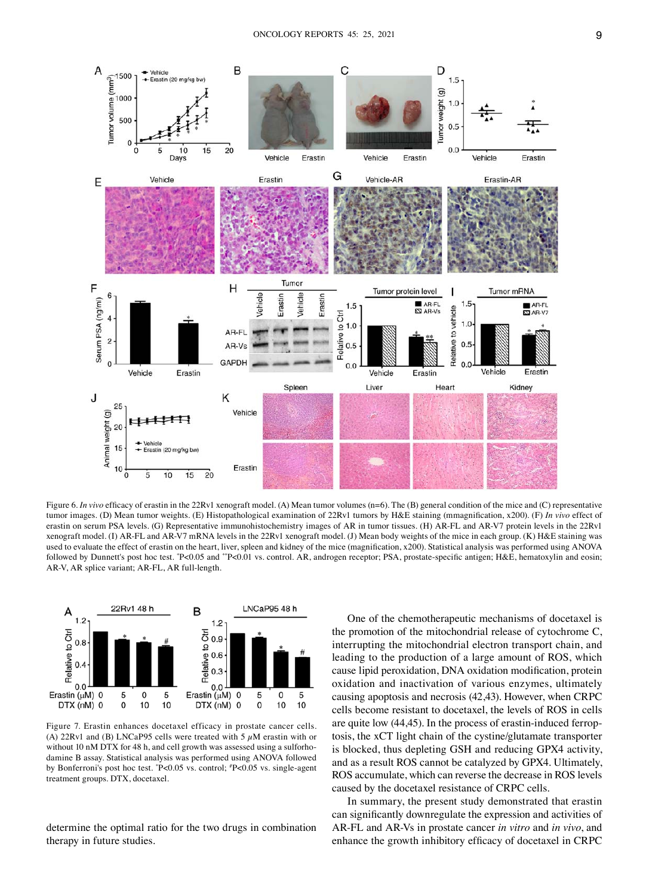Figure 6. *In vivo* efficacy of erastin in the 22Rv1 xenograft model. (A) Mean tumor volumes (n=6). The (B) general condition of the mice and (C) representative tumor images. (D) Mean tumor weights. (E) Histopathological examination of 22Rv1 tumors by H&E staining (mmagnification, x200). (F) *In vivo* effect of erastin on serum PSA levels. (G) Representative immunohistochemistry images of AR in tumor tissues. (H) AR-FL and AR-V7 protein levels in the 22Rv1 xenograft model. (I) AR-FL and AR-V7 mRNA levels in the 22Rv1 xenograft model. (J) Mean body weights of the mice in each group. (K) H&E staining was used to evaluate the effect of erastin on the heart, liver, spleen and kidney of the mice (magnification, x200). Statistical analysis was performed using ANOVA followed by Dunnett's post hoc test. *P<0.05 and **P<0.01 vs. control. AR, androgen receptor; PSA, prostate-specific antigen; H&E, hematoxylin and eosin; AR-V, AR splice variant; AR-FL, AR full-length.

Figure 7. Erastin enhances docetaxel efficacy in prostate cancer cells. (A) 22Rv1 and (B) LNCaP95 cells were treated with 5 µM erastin with or without 10 nM DTX for 48 h, and cell growth was assessed using a sulforhodamine B assay. Statistical analysis was performed using ANOVA followed by Bonferroni's post hoc test. *P<0.05 vs. control; #P<0.05 vs. single-agent treatment groups. DTX, docetaxel.

determine the optimal ratio for the two drugs in combination therapy in future studies.

One of the chemotherapeutic mechanisms of docetaxel is the promotion of the mitochondrial release of cytochrome C, interrupting the mitochondrial electron transport chain, and leading to the production of a large amount of ROS, which cause lipid peroxidation, DNA oxidation modification, protein oxidation and inactivation of various enzymes, ultimately causing apoptosis and necrosis (42,43). However, when CRPC cells become resistant to docetaxel, the levels of ROS in cells are quite low (44,45). In the process of erastin-induced ferroptosis, the xCT light chain of the cystine/glutamate transporter is blocked, thus depleting GSH and reducing GPX4 activity, and as a result ROS cannot be catalyzed by GPX4. Ultimately, ROS accumulate, which can reverse the decrease in ROS levels caused by the docetaxel resistance of CRPC cells.

In summary, the present study demonstrated that erastin can significantly downregulate the expression and activities of AR-FL and AR-Vs in prostate cancer *in vitro* and *in vivo*, and enhance the growth inhibitory efficacy of docetaxel in CRPC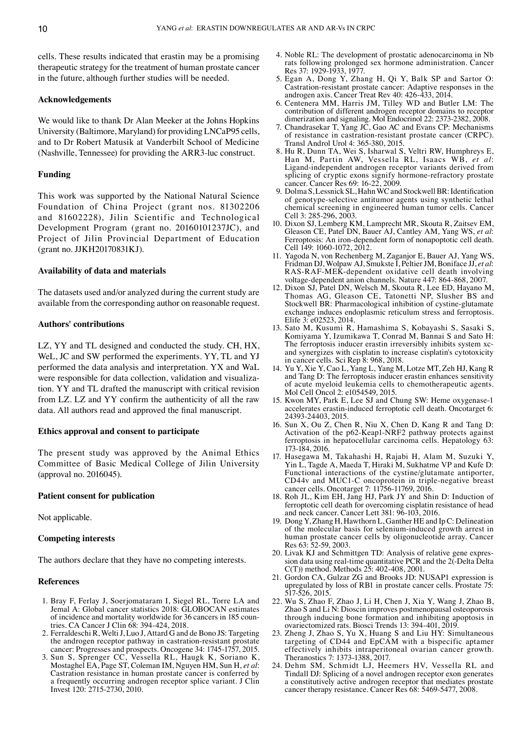cells. These results indicated that erastin may be a promising therapeutic strategy for the treatment of human prostate cancer in the future, although further studies will be needed.

## Acknowledgements

We would like to thank Dr Alan Meeker at the Johns Hopkins University (Baltimore, Maryland) for providing LNCaP95 cells, and to Dr Robert Matusik at Vanderbilt School of Medicine (Nashville, Tennessee) for providing the ARR3-luc construct.

## Funding

This work was supported by the National Natural Science Foundation of China Project (grant nos. 81302206 and 81602228), Jilin Scientific and Technological Development Program (grant no. 20160101237JC), and Project of Jilin Provincial Department of Education (grant no. JJKH20170831KJ).

## Availability of data and materials

The datasets used and/or analyzed during the current study are available from the corresponding author on reasonable request.

## Authors' contributions

LZ, YY and TL designed and conducted the study. CH, HX, WeL, JC and SW performed the experiments. YY, TL and YJ performed the data analysis and interpretation. YX and WaL were responsible for data collection, validation and visualization. YY and TL drafted the manuscript with critical revision from LZ. LZ and YY confirm the authenticity of all the raw data. All authors read and approved the final manuscript.

## Ethics approval and consent to participate

The present study was approved by the Animal Ethics Committee of Basic Medical College of Jilin University (approval no. 2016045).

## Patient consent for publication

Not applicable.

## Competing interests

The authors declare that they have no competing interests.

## References

1. Bray F, Ferlay J, Soerjomataram I, Siegel RL, Torre LA and Jemal A: Global cancer statistics 2018: GLOBOCAN estimates of incidence and mortality worldwide for 36 cancers in 185 countries. CA Cancer J Clin 68: 394-424, 2018.
2. Ferraldeschi R, Welti J, Luo J, Attard G and de Bono JS: Targeting the androgen receptor pathway in castration-resistant prostate cancer: Progresses and prospects. Oncogene 34: 1745-1757, 2015.
3. Sun S, Sprenger CC, Vessella RL, Haugk K, Soriano K, Mostaghel EA, Page ST, Coleman IM, Nguyen HM, Sun H, *et al*: Castration resistance in human prostate cancer is conferred by a frequently occurring androgen receptor splice variant. J Clin Invest 120: 2715-2730, 2010.
4. Noble RL: The development of prostatic adenocarcinoma in Nb rats following prolonged sex hormone administration. Cancer Res 37: 1929-1933, 1977.
5. Egan A, Dong Y, Zhang H, Qi Y, Balk SP and Sartor O: Castration-resistant prostate cancer: Adaptive responses in the androgen axis. Cancer Treat Rev 40: 426-433, 2014.
6. Centenera MM, Harris JM, Tilley WD and Butler LM: The contribution of different androgen receptor domains to receptor dimerization and signaling. Mol Endocrinol 22: 2373-2382, 2008.
7. Chandrasekar T, Yang JC, Gao AC and Evans CP: Mechanisms of resistance in castration-resistant prostate cancer (CRPC). Transl Androl Urol 4: 365-380, 2015.
8. Hu R, Dunn TA, Wei S, Isharwal S, Veltri RW, Humphreys E, Han M, Partin AW, Vessella RL, Isaacs WB, *et al*: Ligand-independent androgen receptor variants derived from splicing of cryptic exons signify hormone-refractory prostate cancer. Cancer Res 69: 16-22, 2009.
9. Dolma S, Lessnick SL, Hahn WC and Stockwell BR: Identification of genotype-selective antitumor agents using synthetic lethal chemical screening in engineered human tumor cells. Cancer Cell 3: 285-296, 2003.
10. Dixon SJ, Lemberg KM, Lamprecht MR, Skouta R, Zaitsev EM, Gleason CE, Patel DN, Bauer AJ, Cantley AM, Yang WS, *et al*: Ferroptosis: An iron-dependent form of nonapoptotic cell death. Cell 149: 1060-1072, 2012.
11. Yagoda N, von Rechenberg M, Zaganjor E, Bauer AJ, Yang WS, Fridman DJ, Wolpaw AJ, Smukste I, Peltier JM, Boniface JJ, *et al*: RAS-RAF-MEK-dependent oxidative cell death involving voltage-dependent anion channels. Nature 447: 864-868, 2007.
12. Dixon SJ, Patel DN, Welsch M, Skouta R, Lee ED, Hayano M, Thomas AG, Gleason CE, Tatonetti NP, Slusher BS and Stockwell BR: Pharmacological inhibition of cystine-glutamate exchange induces endoplasmic reticulum stress and ferroptosis. Elife 3: e02523, 2014.
13. Sato M, Kusumi R, Hamashima S, Kobayashi S, Sasaki S, Komiyama Y, Izumikawa T, Conrad M, Bannai S and Sato H: The ferroptosis inducer erastin irreversibly inhibits system xc- and synergizes with cisplatin to increase cisplatin's cytotoxicity in cancer cells. Sci Rep 8: 968, 2018.
14. Yu Y, Xie Y, Cao L, Yang L, Yang M, Lotze MT, Zeh HJ, Kang R and Tang D: The ferroptosis inducer erastin enhances sensitivity of acute myeloid leukemia cells to chemotherapeutic agents. Mol Cell Oncol 2: e1054549, 2015.
15. Kwon MY, Park E, Lee SJ and Chung SW: Heme oxygenase-1 accelerates erastin-induced ferroptotic cell death. Oncotarget 6: 24393-24403, 2015.
16. Sun X, Ou Z, Chen R, Niu X, Chen D, Kang R and Tang D: Activation of the p62-Keap1-NRF2 pathway protects against ferroptosis in hepatocellular carcinoma cells. Hepatology 63: 173-184, 2016.
17. Hasegawa M, Takahashi H, Rajabi H, Alam M, Suzuki Y, Yin L, Tagde A, Maeda T, Hiraki M, Sukhatme VP and Kufe D: Functional interactions of the cystine/glutamate antiporter, CD44v and MUC1-C oncoprotein in triple-negative breast cancer cells. Oncotarget 7: 11756-11769, 2016.
18. Roh JL, Kim EH, Jang HJ, Park JY and Shin D: Induction of ferroptotic cell death for overcoming cisplatin resistance of head and neck cancer. Cancer Lett 381: 96-103, 2016.
19. Dong Y, Zhang H, Hawthorn L, Ganther HE and Ip C: Delineation of the molecular basis for selenium-induced growth arrest in human prostate cancer cells by oligonucleotide array. Cancer Res 63: 52-59, 2003.
20. Livak KJ and Schmittgen TD: Analysis of relative gene expression data using real-time quantitative PCR and the 2(-Delta Delta C(T)) method. Methods 25: 402-408, 2001.
21. Gordon CA, Gulzar ZG and Brooks JD: NUSAP1 expression is upregulated by loss of RB1 in prostate cancer cells. Prostate 75: 517-526, 2015.
22. Wu S, Zhao F, Zhao J, Li H, Chen J, Xia Y, Wang J, Zhao B, Zhao S and Li N: Dioscin improves postmenopausal osteoporosis through inducing bone formation and inhibiting apoptosis in ovariectomized rats. Biosci Trends 13: 394-401, 2019.
23. Zheng J, Zhao S, Yu X, Huang S and Liu HY: Simultaneous targeting of CD44 and EpCAM with a bispecific aptamer effectively inhibits intraperitoneal ovarian cancer growth. Theranostics 7: 1373-1388, 2017.
24. Dehm SM, Schmidt LJ, Heemers HV, Vessella RL and Tindall DJ: Splicing of a novel androgen receptor exon generates a constitutively active androgen receptor that mediates prostate cancer therapy resistance. Cancer Res 68: 5469-5477, 2008.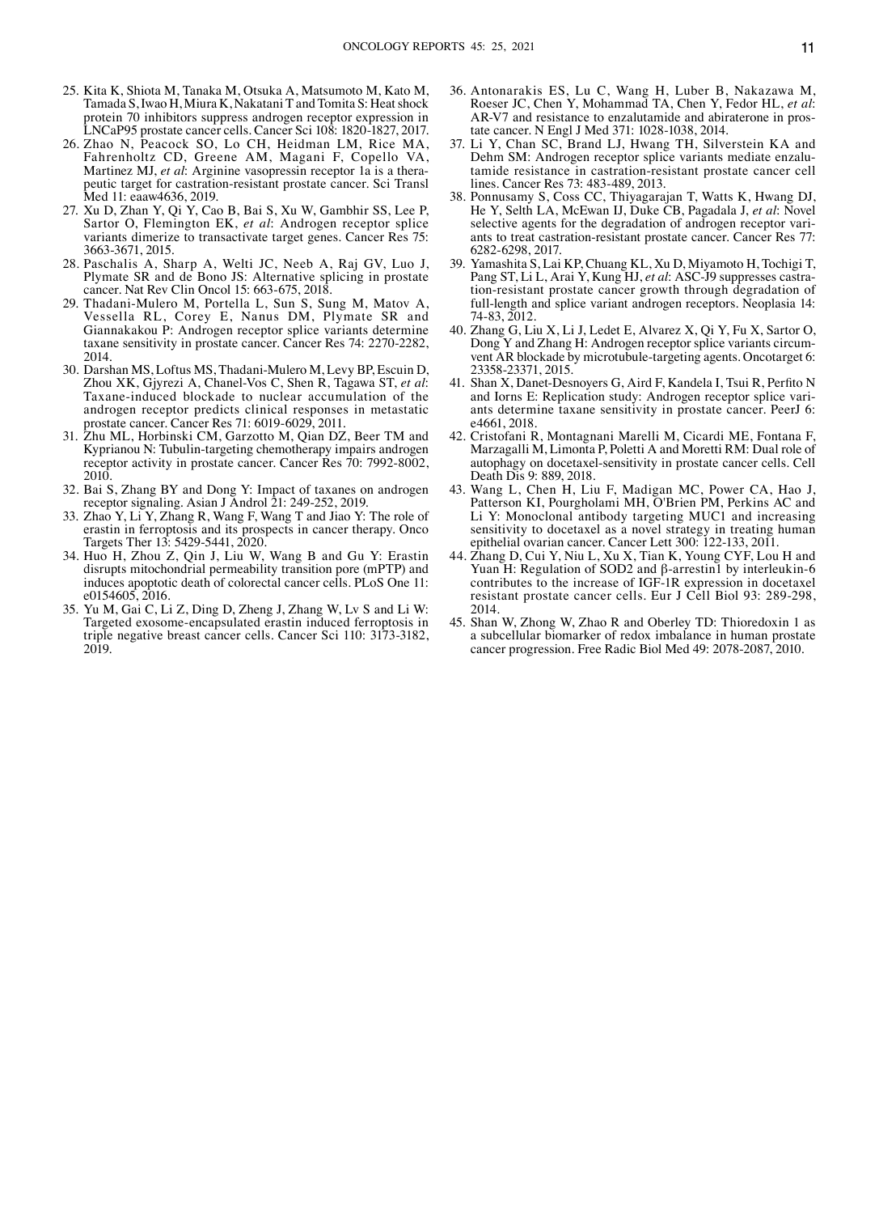25. Kita K, Shiota M, Tanaka M, Otsuka A, Matsumoto M, Kato M, Tamada S, Iwao H, Miura K, Nakatani T and Tomita S: Heat shock protein 70 inhibitors suppress androgen receptor expression in LNCaP95 prostate cancer cells. Cancer Sci 108: 1820-1827, 2017.
26. Zhao N, Peacock SO, Lo CH, Heidman LM, Rice MA, Fahrenholtz CD, Greene AM, Magani F, Copello VA, Martinez MJ, *et al*: Arginine vasopressin receptor 1a is a therapeutic target for castration-resistant prostate cancer. Sci Transl Med 11: eaaw4636, 2019.
27. Xu D, Zhan Y, Qi Y, Cao B, Bai S, Xu W, Gambhir SS, Lee P, Sartor O, Flemington EK, *et al*: Androgen receptor splice variants dimerize to transactivate target genes. Cancer Res 75: 3663-3671, 2015.
28. Paschalis A, Sharp A, Welti JC, Neeb A, Raj GV, Luo J, Plymate SR and de Bono JS: Alternative splicing in prostate cancer. Nat Rev Clin Oncol 15: 663-675, 2018.
29. Thadani-Mulero M, Portella L, Sun S, Sung M, Matov A, Vessella RL, Corey E, Nanus DM, Plymate SR and Giannakakou P: Androgen receptor splice variants determine taxane sensitivity in prostate cancer. Cancer Res 74: 2270-2282, 2014.
30. Darshan MS, Loftus MS, Thadani-Mulero M, Levy BP, Escuin D, Zhou XK, Gjyrezi A, Chanel-Vos C, Shen R, Tagawa ST, *et al*: Taxane-induced blockade to nuclear accumulation of the androgen receptor predicts clinical responses in metastatic prostate cancer. Cancer Res 71: 6019-6029, 2011.
31. Zhu ML, Horbinski CM, Garzotto M, Qian DZ, Beer TM and Kyprianou N: Tubulin-targeting chemotherapy impairs androgen receptor activity in prostate cancer. Cancer Res 70: 7992-8002, 2010.
32. Bai S, Zhang BY and Dong Y: Impact of taxanes on androgen receptor signaling. Asian J Androl 21: 249-252, 2019.
33. Zhao Y, Li Y, Zhang R, Wang F, Wang T and Jiao Y: The role of erastin in ferroptosis and its prospects in cancer therapy. Onco Targets Ther 13: 5429-5441, 2020.
34. Huo H, Zhou Z, Qin J, Liu W, Wang B and Gu Y: Erastin disrupts mitochondrial permeability transition pore (mPTP) and induces apoptotic death of colorectal cancer cells. PLoS One 11: e0154605, 2016.
35. Yu M, Gai C, Li Z, Ding D, Zheng J, Zhang W, Lv S and Li W: Targeted exosome-encapsulated erastin induced ferroptosis in triple negative breast cancer cells. Cancer Sci 110: 3173-3182, 2019.
36. Antonarakis ES, Lu C, Wang H, Luber B, Nakazawa M, Roeser JC, Chen Y, Mohammad TA, Chen Y, Fedor HL, *et al*: AR-V7 and resistance to enzalutamide and abiraterone in prostate cancer. N Engl J Med 371: 1028-1038, 2014.
37. Li Y, Chan SC, Brand LJ, Hwang TH, Silverstein KA and Dehm SM: Androgen receptor splice variants mediate enzalutamide resistance in castration-resistant prostate cancer cell lines. Cancer Res 73: 483-489, 2013.
38. Ponnusamy S, Coss CC, Thiyagarajan T, Watts K, Hwang DJ, He Y, Selth LA, McEwan IJ, Duke CB, Pagadala J, *et al*: Novel selective agents for the degradation of androgen receptor variants to treat castration-resistant prostate cancer. Cancer Res 77: 6282-6298, 2017.
39. Yamashita S, Lai KP, Chuang KL, Xu D, Miyamoto H, Tochigi T, Pang ST, Li L, Arai Y, Kung HJ, *et al*: ASC-J9 suppresses castration-resistant prostate cancer growth through degradation of full-length and splice variant androgen receptors. Neoplasia 14: 74-83, 2012.
40. Zhang G, Liu X, Li J, Ledet E, Alvarez X, Qi Y, Fu X, Sartor O, Dong Y and Zhang H: Androgen receptor splice variants circumvent AR blockade by microtubule-targeting agents. Oncotarget 6: 23358-23371, 2015.
41. Shan X, Danet-Desnoyers G, Aird F, Kandela I, Tsui R, Perfito N and Iorns E: Replication study: Androgen receptor splice variants determine taxane sensitivity in prostate cancer. PeerJ 6: e4661, 2018.
42. Cristofani R, Montagnani Marelli M, Cicardi ME, Fontana F, Marzagalli M, Limonta P, Poletti A and Moretti RM: Dual role of autophagy on docetaxel-sensitivity in prostate cancer cells. Cell Death Dis 9: 889, 2018.
43. Wang L, Chen H, Liu F, Madigan MC, Power CA, Hao J, Patterson KI, Pourgholami MH, O'Brien PM, Perkins AC and Li Y: Monoclonal antibody targeting MUC1 and increasing sensitivity to docetaxel as a novel strategy in treating human epithelial ovarian cancer. Cancer Lett 300: 122-133, 2011.
44. Zhang D, Cui Y, Niu L, Xu X, Tian K, Young CYF, Lou H and Yuan H: Regulation of SOD2 and β-arrestin1 by interleukin-6 contributes to the increase of IGF-1R expression in docetaxel resistant prostate cancer cells. Eur J Cell Biol 93: 289-298, 2014.
45. Shan W, Zhong W, Zhao R and Oberley TD: Thioredoxin 1 as a subcellular biomarker of redox imbalance in human prostate cancer progression. Free Radic Biol Med 49: 2078-2087, 2010.